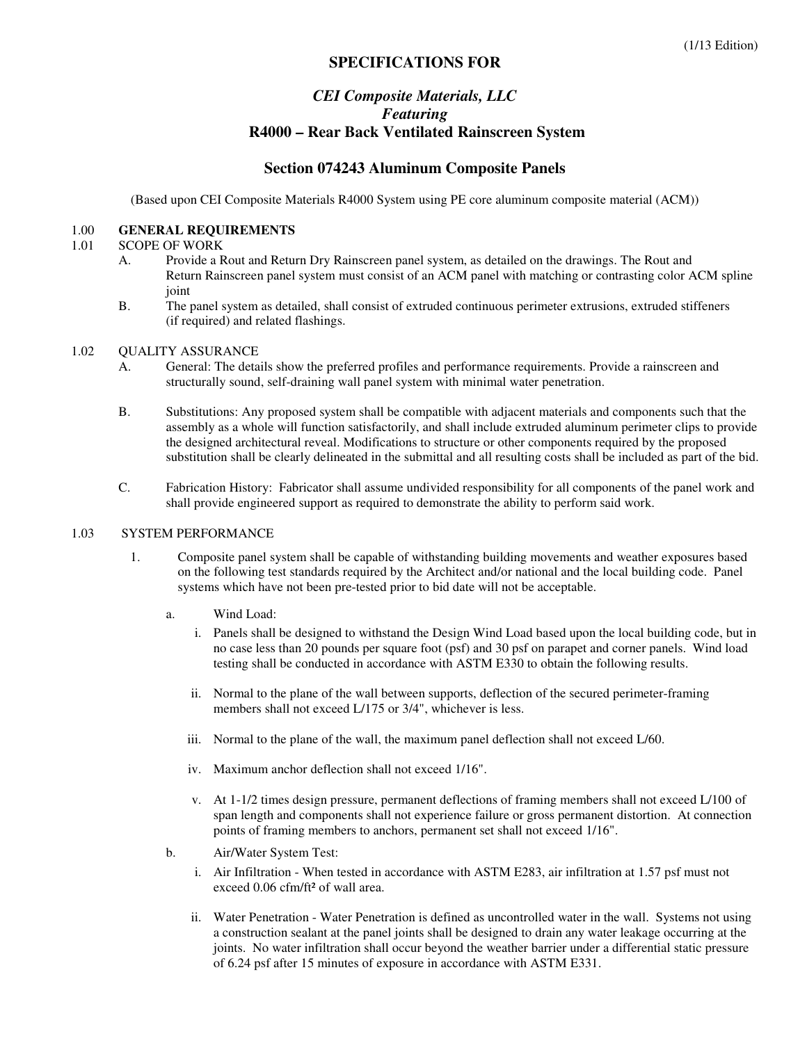(1/13 Edition)

# SPECIFICATIONS FOR

## *CEI Composite Materials, LLC*
## *Featuring*
## R4000 – Rear Back Ventilated Rainscreen System

## Section 074243 Aluminum Composite Panels

(Based upon CEI Composite Materials R4000 System using PE core aluminum composite material (ACM))

1.00 **GENERAL REQUIREMENTS**

1.01 SCOPE OF WORK

- A. Provide a Rout and Return Dry Rainscreen panel system, as detailed on the drawings. The Rout and Return Rainscreen panel system must consist of an ACM panel with matching or contrasting color ACM spline joint
- B. The panel system as detailed, shall consist of extruded continuous perimeter extrusions, extruded stiffeners (if required) and related flashings.

1.02 QUALITY ASSURANCE

- A. General: The details show the preferred profiles and performance requirements. Provide a rainscreen and structurally sound, self-draining wall panel system with minimal water penetration.
- B. Substitutions: Any proposed system shall be compatible with adjacent materials and components such that the assembly as a whole will function satisfactorily, and shall include extruded aluminum perimeter clips to provide the designed architectural reveal. Modifications to structure or other components required by the proposed substitution shall be clearly delineated in the submittal and all resulting costs shall be included as part of the bid.
- C. Fabrication History: Fabricator shall assume undivided responsibility for all components of the panel work and shall provide engineered support as required to demonstrate the ability to perform said work.

1.03 SYSTEM PERFORMANCE

1. Composite panel system shall be capable of withstanding building movements and weather exposures based on the following test standards required by the Architect and/or national and the local building code. Panel systems which have not been pre-tested prior to bid date will not be acceptable.

   a. Wind Load:

      i. Panels shall be designed to withstand the Design Wind Load based upon the local building code, but in no case less than 20 pounds per square foot (psf) and 30 psf on parapet and corner panels. Wind load testing shall be conducted in accordance with ASTM E330 to obtain the following results.

      ii. Normal to the plane of the wall between supports, deflection of the secured perimeter-framing members shall not exceed L/175 or 3/4", whichever is less.

      iii. Normal to the plane of the wall, the maximum panel deflection shall not exceed L/60.

      iv. Maximum anchor deflection shall not exceed 1/16".

      v. At 1-1/2 times design pressure, permanent deflections of framing members shall not exceed L/100 of span length and components shall not experience failure or gross permanent distortion. At connection points of framing members to anchors, permanent set shall not exceed 1/16".

   b. Air/Water System Test:

      i. Air Infiltration - When tested in accordance with ASTM E283, air infiltration at 1.57 psf must not exceed 0.06 cfm/ft$^2$ of wall area.

      ii. Water Penetration - Water Penetration is defined as uncontrolled water in the wall. Systems not using a construction sealant at the panel joints shall be designed to drain any water leakage occurring at the joints. No water infiltration shall occur beyond the weather barrier under a differential static pressure of 6.24 psf after 15 minutes of exposure in accordance with ASTM E331.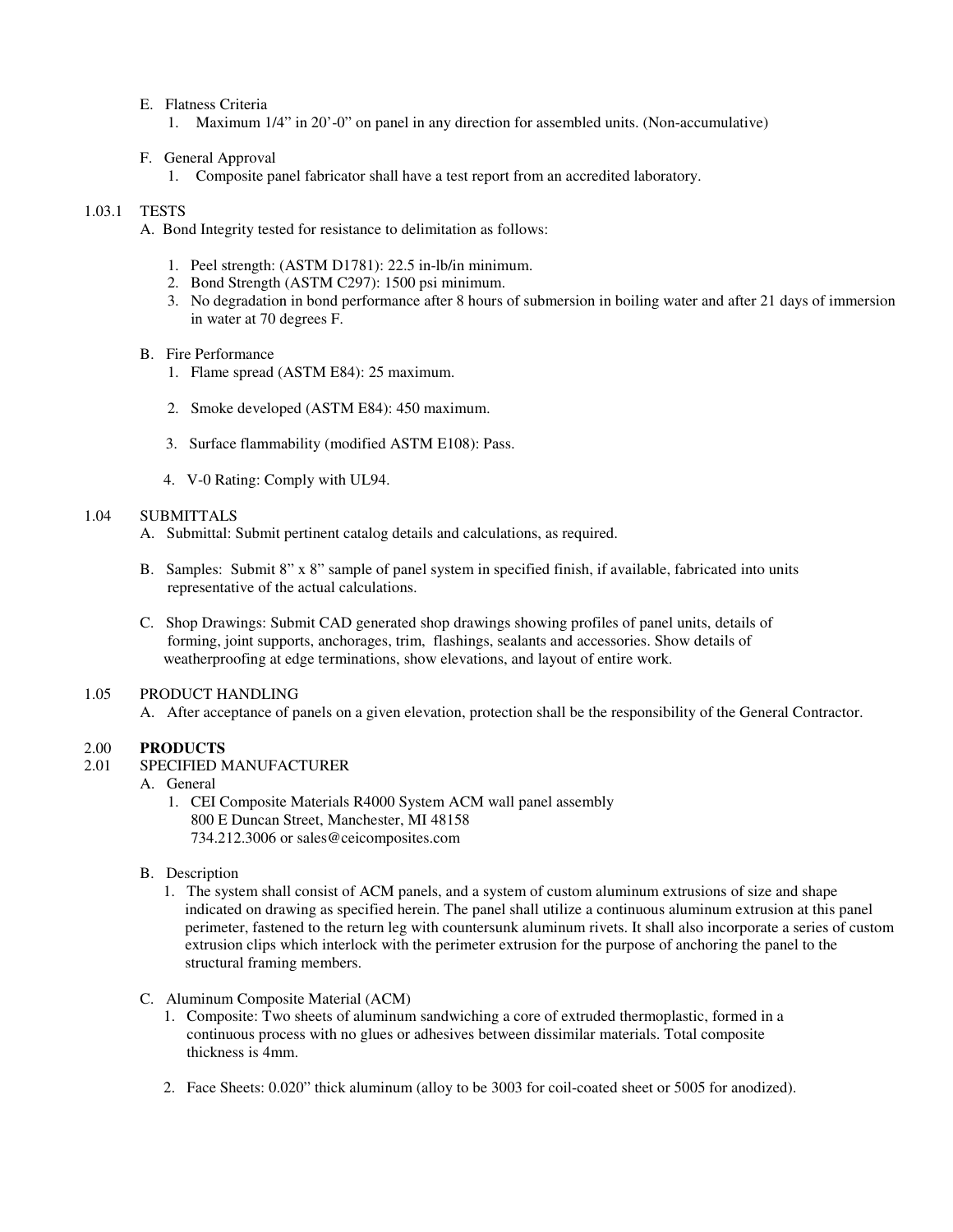E. Flatness Criteria

1. Maximum 1/4” in 20’-0” on panel in any direction for assembled units. (Non-accumulative)

F. General Approval

1. Composite panel fabricator shall have a test report from an accredited laboratory.

## 1.03.1 TESTS

A. Bond Integrity tested for resistance to delimitation as follows:

1. Peel strength: (ASTM D1781): 22.5 in-lb/in minimum.
2. Bond Strength (ASTM C297): 1500 psi minimum.
3. No degradation in bond performance after 8 hours of submersion in boiling water and after 21 days of immersion in water at 70 degrees F.

B. Fire Performance

1. Flame spread (ASTM E84): 25 maximum.
2. Smoke developed (ASTM E84): 450 maximum.
3. Surface flammability (modified ASTM E108): Pass.
4. V-0 Rating: Comply with UL94.

## 1.04 SUBMITTALS

A. Submittal: Submit pertinent catalog details and calculations, as required.

B. Samples: Submit 8” x 8” sample of panel system in specified finish, if available, fabricated into units representative of the actual calculations.

C. Shop Drawings: Submit CAD generated shop drawings showing profiles of panel units, details of forming, joint supports, anchorages, trim, flashings, sealants and accessories. Show details of weatherproofing at edge terminations, show elevations, and layout of entire work.

## 1.05 PRODUCT HANDLING

A. After acceptance of panels on a given elevation, protection shall be the responsibility of the General Contractor.

# 2.00 **PRODUCTS**

## 2.01 SPECIFIED MANUFACTURER

A. General

1. CEI Composite Materials R4000 System ACM wall panel assembly
   800 E Duncan Street, Manchester, MI 48158
   734.212.3006 or sales@ceicomposites.com

B. Description

1. The system shall consist of ACM panels, and a system of custom aluminum extrusions of size and shape indicated on drawing as specified herein. The panel shall utilize a continuous aluminum extrusion at this panel perimeter, fastened to the return leg with countersunk aluminum rivets. It shall also incorporate a series of custom extrusion clips which interlock with the perimeter extrusion for the purpose of anchoring the panel to the structural framing members.

C. Aluminum Composite Material (ACM)

1. Composite: Two sheets of aluminum sandwiching a core of extruded thermoplastic, formed in a continuous process with no glues or adhesives between dissimilar materials. Total composite thickness is 4mm.
2. Face Sheets: 0.020” thick aluminum (alloy to be 3003 for coil-coated sheet or 5005 for anodized).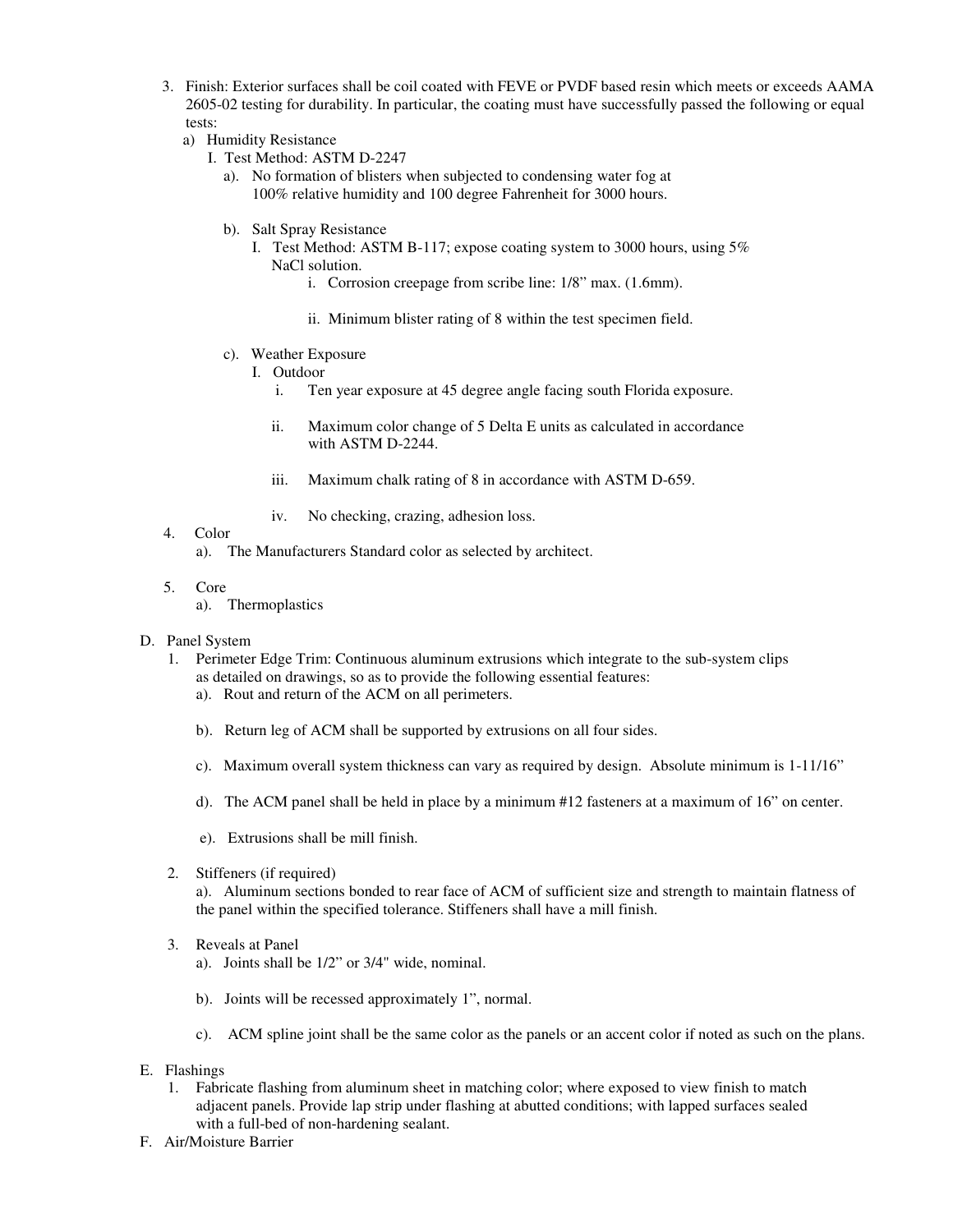3. Finish: Exterior surfaces shall be coil coated with FEVE or PVDF based resin which meets or exceeds AAMA 2605-02 testing for durability. In particular, the coating must have successfully passed the following or equal tests:
   - a) Humidity Resistance
     - I. Test Method: ASTM D-2247
       - a). No formation of blisters when subjected to condensing water fog at 100% relative humidity and 100 degree Fahrenheit for 3000 hours.
       - b). Salt Spray Resistance
         - I. Test Method: ASTM B-117; expose coating system to 3000 hours, using 5% NaCl solution.
           - i. Corrosion creepage from scribe line: 1/8" max. (1.6mm).
           - ii. Minimum blister rating of 8 within the test specimen field.
       - c). Weather Exposure
         - I. Outdoor
           - i. Ten year exposure at 45 degree angle facing south Florida exposure.
           - ii. Maximum color change of 5 Delta E units as calculated in accordance with ASTM D-2244.
           - iii. Maximum chalk rating of 8 in accordance with ASTM D-659.
           - iv. No checking, crazing, adhesion loss.

4. Color
   - a). The Manufacturers Standard color as selected by architect.

5. Core
   - a). Thermoplastics

D. Panel System

1. Perimeter Edge Trim: Continuous aluminum extrusions which integrate to the sub-system clips as detailed on drawings, so as to provide the following essential features:
   - a). Rout and return of the ACM on all perimeters.
   - b). Return leg of ACM shall be supported by extrusions on all four sides.
   - c). Maximum overall system thickness can vary as required by design. Absolute minimum is 1-11/16"
   - d). The ACM panel shall be held in place by a minimum #12 fasteners at a maximum of 16" on center.
   - e). Extrusions shall be mill finish.

2. Stiffeners (if required)
   - a). Aluminum sections bonded to rear face of ACM of sufficient size and strength to maintain flatness of the panel within the specified tolerance. Stiffeners shall have a mill finish.

3. Reveals at Panel
   - a). Joints shall be 1/2" or 3/4" wide, nominal.
   - b). Joints will be recessed approximately 1", normal.
   - c). ACM spline joint shall be the same color as the panels or an accent color if noted as such on the plans.

E. Flashings

1. Fabricate flashing from aluminum sheet in matching color; where exposed to view finish to match adjacent panels. Provide lap strip under flashing at abutted conditions; with lapped surfaces sealed with a full-bed of non-hardening sealant.

F. Air/Moisture Barrier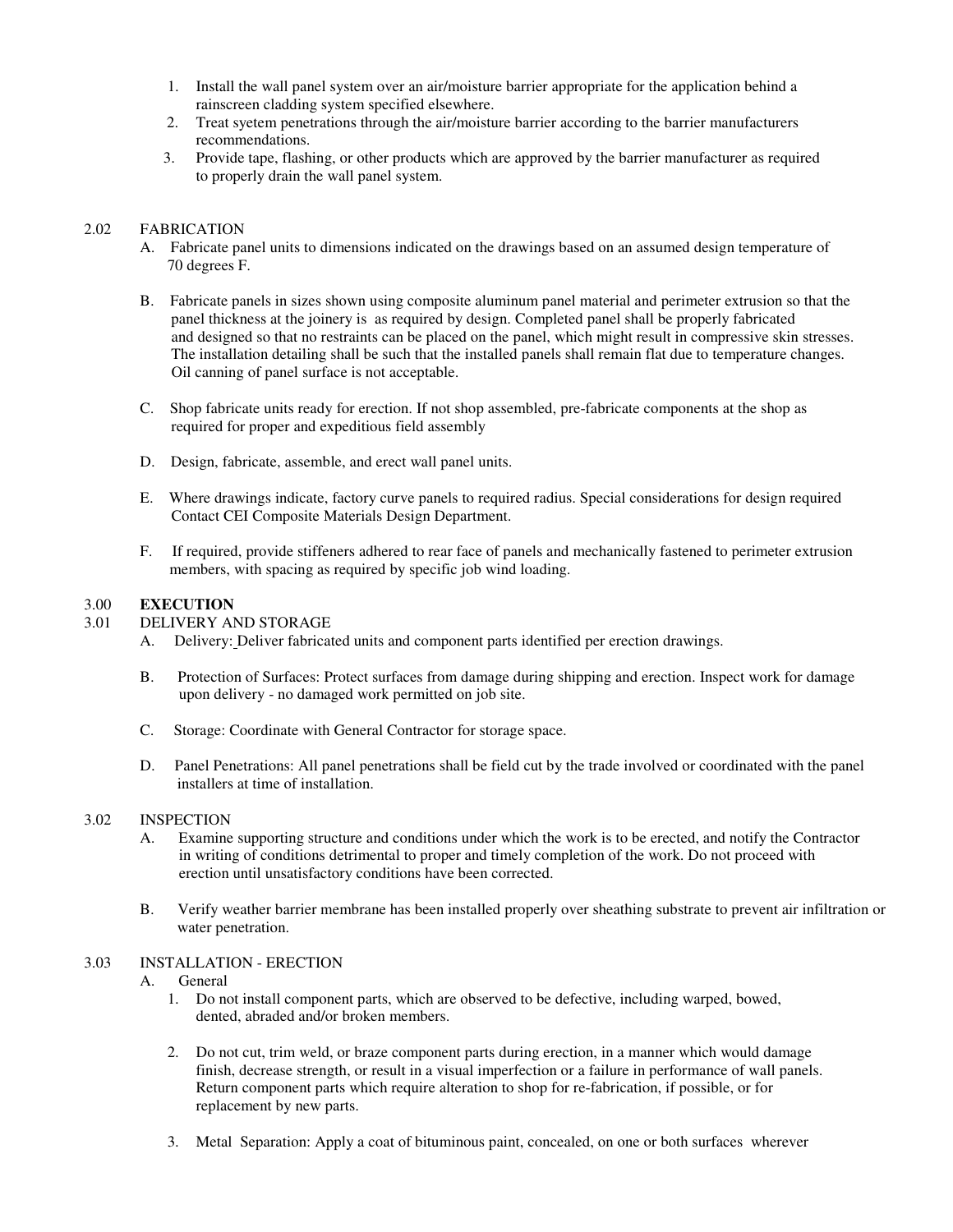1. Install the wall panel system over an air/moisture barrier appropriate for the application behind a rainscreen cladding system specified elsewhere.
2. Treat syetem penetrations through the air/moisture barrier according to the barrier manufacturers recommendations.
3. Provide tape, flashing, or other products which are approved by the barrier manufacturer as required to properly drain the wall panel system.

2.02 FABRICATION

A. Fabricate panel units to dimensions indicated on the drawings based on an assumed design temperature of 70 degrees F.

B. Fabricate panels in sizes shown using composite aluminum panel material and perimeter extrusion so that the panel thickness at the joinery is as required by design. Completed panel shall be properly fabricated and designed so that no restraints can be placed on the panel, which might result in compressive skin stresses. The installation detailing shall be such that the installed panels shall remain flat due to temperature changes. Oil canning of panel surface is not acceptable.

C. Shop fabricate units ready for erection. If not shop assembled, pre-fabricate components at the shop as required for proper and expeditious field assembly

D. Design, fabricate, assemble, and erect wall panel units.

E. Where drawings indicate, factory curve panels to required radius. Special considerations for design required Contact CEI Composite Materials Design Department.

F. If required, provide stiffeners adhered to rear face of panels and mechanically fastened to perimeter extrusion members, with spacing as required by specific job wind loading.

3.00 **EXECUTION**

3.01 DELIVERY AND STORAGE

A. Delivery: Deliver fabricated units and component parts identified per erection drawings.

B. Protection of Surfaces: Protect surfaces from damage during shipping and erection. Inspect work for damage upon delivery - no damaged work permitted on job site.

C. Storage: Coordinate with General Contractor for storage space.

D. Panel Penetrations: All panel penetrations shall be field cut by the trade involved or coordinated with the panel installers at time of installation.

3.02 INSPECTION

A. Examine supporting structure and conditions under which the work is to be erected, and notify the Contractor in writing of conditions detrimental to proper and timely completion of the work. Do not proceed with erection until unsatisfactory conditions have been corrected.

B. Verify weather barrier membrane has been installed properly over sheathing substrate to prevent air infiltration or water penetration.

3.03 INSTALLATION - ERECTION

A. General

1. Do not install component parts, which are observed to be defective, including warped, bowed, dented, abraded and/or broken members.

2. Do not cut, trim weld, or braze component parts during erection, in a manner which would damage finish, decrease strength, or result in a visual imperfection or a failure in performance of wall panels. Return component parts which require alteration to shop for re-fabrication, if possible, or for replacement by new parts.

3. Metal Separation: Apply a coat of bituminous paint, concealed, on one or both surfaces wherever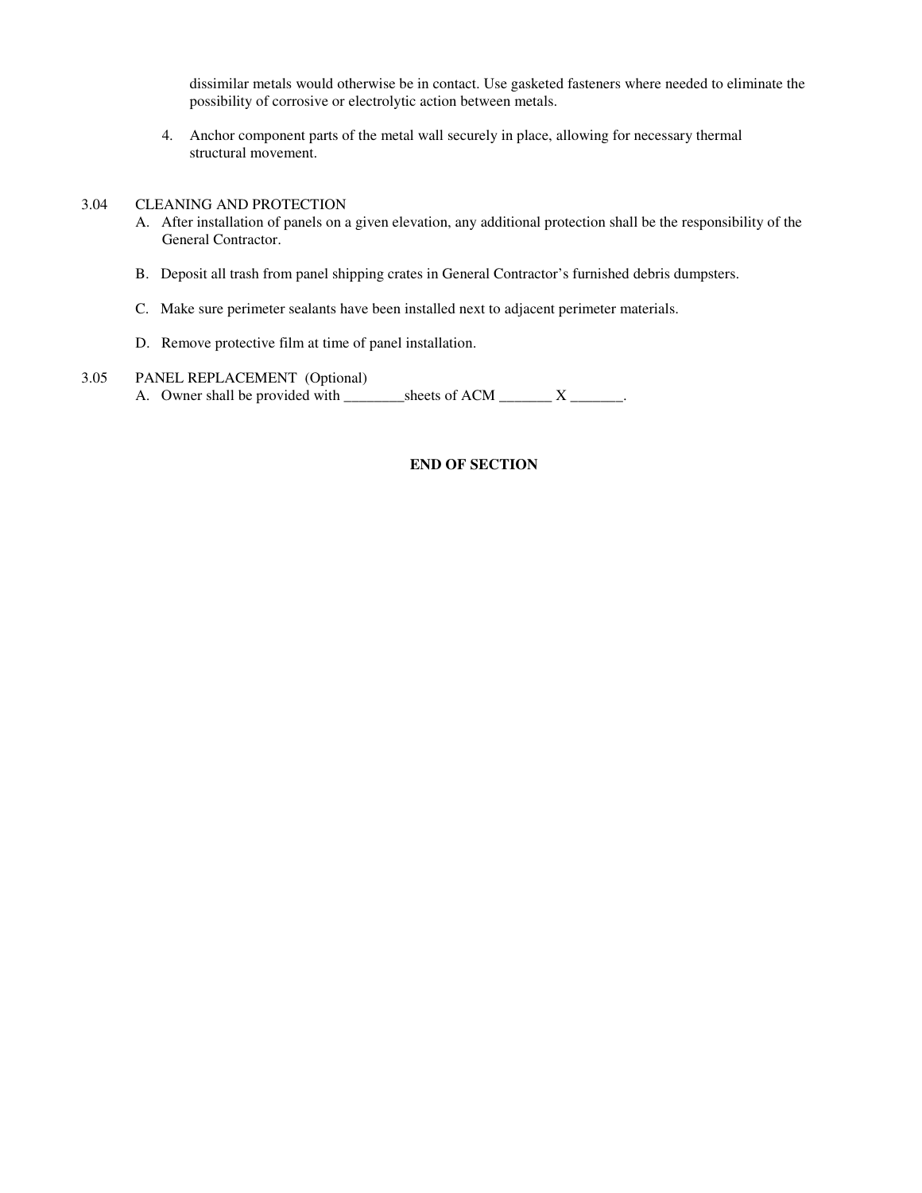dissimilar metals would otherwise be in contact. Use gasketed fasteners where needed to eliminate the possibility of corrosive or electrolytic action between metals.

4. Anchor component parts of the metal wall securely in place, allowing for necessary thermal structural movement.

3.04 CLEANING AND PROTECTION

A. After installation of panels on a given elevation, any additional protection shall be the responsibility of the General Contractor.

B. Deposit all trash from panel shipping crates in General Contractor's furnished debris dumpsters.

C. Make sure perimeter sealants have been installed next to adjacent perimeter materials.

D. Remove protective film at time of panel installation.

3.05 PANEL REPLACEMENT (Optional)

A. Owner shall be provided with ________sheets of ACM _______ X _______.

**END OF SECTION**